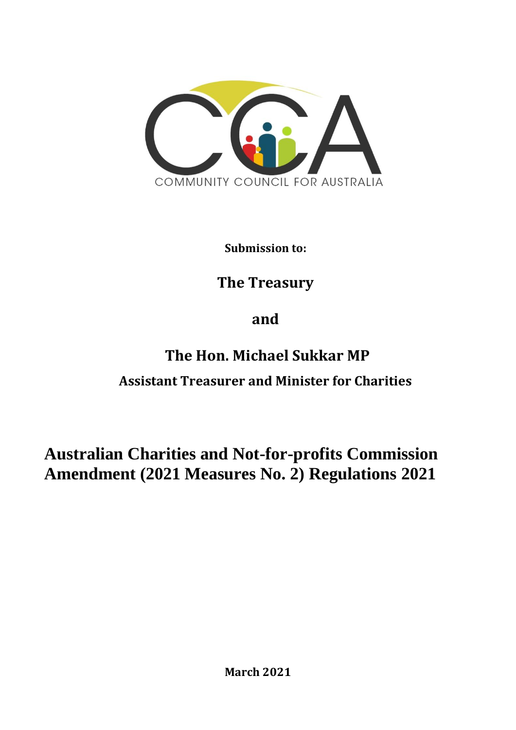COMMUNITY COUNCIL FOR AUSTRALIA

**Submission to:**

## The Treasury

## and

## The Hon. Michael Sukkar MP

### Assistant Treasurer and Minister for Charities

# Australian Charities and Not-for-profits Commission Amendment (2021 Measures No. 2) Regulations 2021

**March 2021**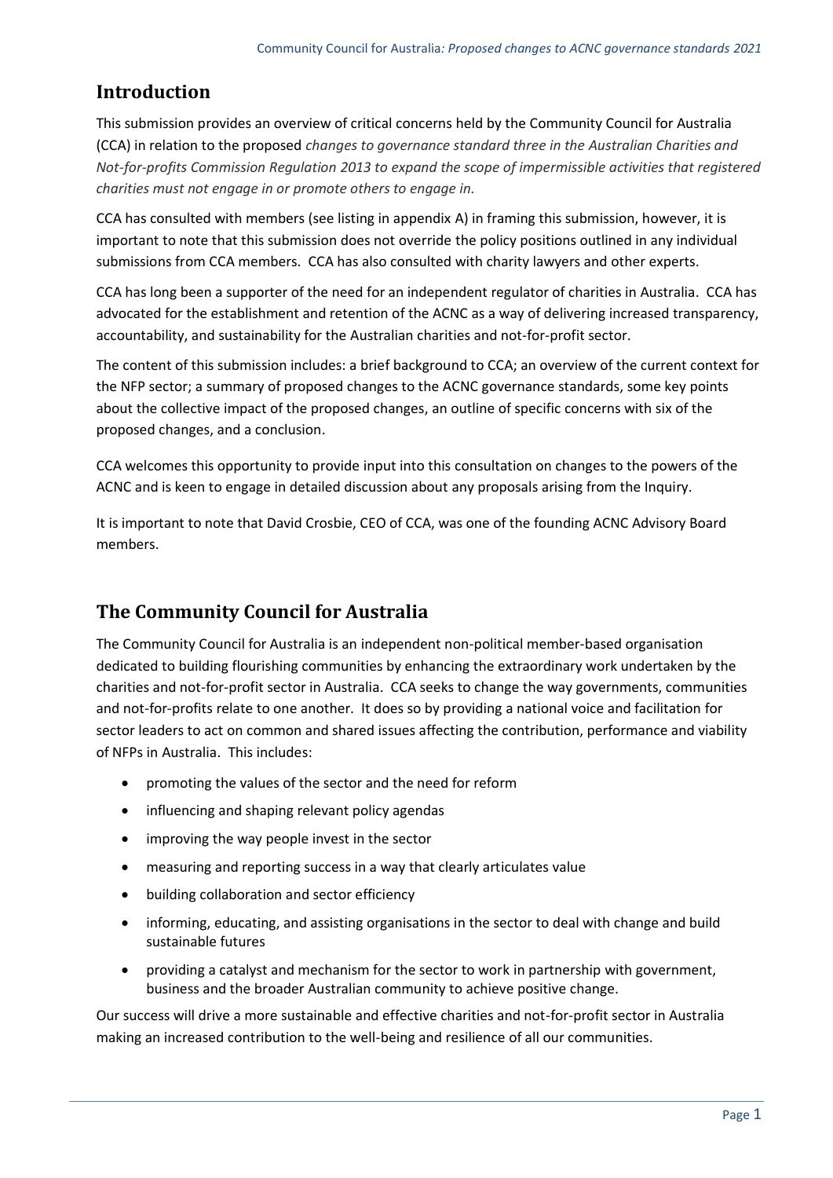## Introduction

This submission provides an overview of critical concerns held by the Community Council for Australia (CCA) in relation to the proposed *changes to governance standard three in the Australian Charities and Not-for-profits Commission Regulation 2013 to expand the scope of impermissible activities that registered charities must not engage in or promote others to engage in.*

CCA has consulted with members (see listing in appendix A) in framing this submission, however, it is important to note that this submission does not override the policy positions outlined in any individual submissions from CCA members. CCA has also consulted with charity lawyers and other experts.

CCA has long been a supporter of the need for an independent regulator of charities in Australia. CCA has advocated for the establishment and retention of the ACNC as a way of delivering increased transparency, accountability, and sustainability for the Australian charities and not-for-profit sector.

The content of this submission includes: a brief background to CCA; an overview of the current context for the NFP sector; a summary of proposed changes to the ACNC governance standards, some key points about the collective impact of the proposed changes, an outline of specific concerns with six of the proposed changes, and a conclusion.

CCA welcomes this opportunity to provide input into this consultation on changes to the powers of the ACNC and is keen to engage in detailed discussion about any proposals arising from the Inquiry.

It is important to note that David Crosbie, CEO of CCA, was one of the founding ACNC Advisory Board members.

## The Community Council for Australia

The Community Council for Australia is an independent non-political member-based organisation dedicated to building flourishing communities by enhancing the extraordinary work undertaken by the charities and not-for-profit sector in Australia. CCA seeks to change the way governments, communities and not-for-profits relate to one another. It does so by providing a national voice and facilitation for sector leaders to act on common and shared issues affecting the contribution, performance and viability of NFPs in Australia. This includes:

- promoting the values of the sector and the need for reform
- influencing and shaping relevant policy agendas
- improving the way people invest in the sector
- measuring and reporting success in a way that clearly articulates value
- building collaboration and sector efficiency
- informing, educating, and assisting organisations in the sector to deal with change and build sustainable futures
- providing a catalyst and mechanism for the sector to work in partnership with government, business and the broader Australian community to achieve positive change.

Our success will drive a more sustainable and effective charities and not-for-profit sector in Australia making an increased contribution to the well-being and resilience of all our communities.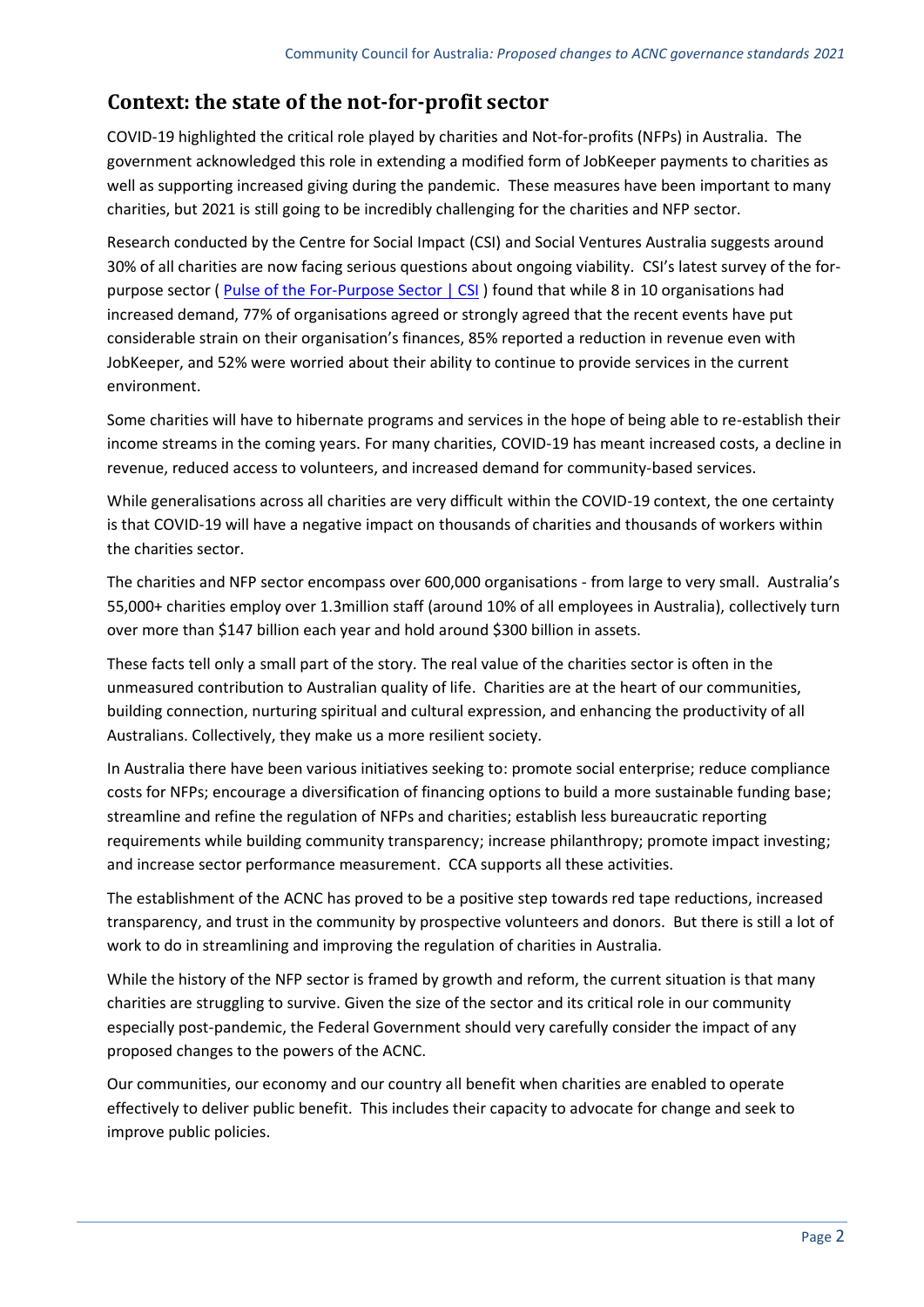## Context: the state of the not-for-profit sector

COVID-19 highlighted the critical role played by charities and Not-for-profits (NFPs) in Australia. The government acknowledged this role in extending a modified form of JobKeeper payments to charities as well as supporting increased giving during the pandemic. These measures have been important to many charities, but 2021 is still going to be incredibly challenging for the charities and NFP sector.

Research conducted by the Centre for Social Impact (CSI) and Social Ventures Australia suggests around 30% of all charities are now facing serious questions about ongoing viability. CSI's latest survey of the for-purpose sector ( [Pulse of the For-Purpose Sector | CSI](#) ) found that while 8 in 10 organisations had increased demand, 77% of organisations agreed or strongly agreed that the recent events have put considerable strain on their organisation's finances, 85% reported a reduction in revenue even with JobKeeper, and 52% were worried about their ability to continue to provide services in the current environment.

Some charities will have to hibernate programs and services in the hope of being able to re-establish their income streams in the coming years. For many charities, COVID-19 has meant increased costs, a decline in revenue, reduced access to volunteers, and increased demand for community-based services.

While generalisations across all charities are very difficult within the COVID-19 context, the one certainty is that COVID-19 will have a negative impact on thousands of charities and thousands of workers within the charities sector.

The charities and NFP sector encompass over 600,000 organisations - from large to very small. Australia's 55,000+ charities employ over 1.3million staff (around 10% of all employees in Australia), collectively turn over more than $147 billion each year and hold around $300 billion in assets.

These facts tell only a small part of the story. The real value of the charities sector is often in the unmeasured contribution to Australian quality of life. Charities are at the heart of our communities, building connection, nurturing spiritual and cultural expression, and enhancing the productivity of all Australians. Collectively, they make us a more resilient society.

In Australia there have been various initiatives seeking to: promote social enterprise; reduce compliance costs for NFPs; encourage a diversification of financing options to build a more sustainable funding base; streamline and refine the regulation of NFPs and charities; establish less bureaucratic reporting requirements while building community transparency; increase philanthropy; promote impact investing; and increase sector performance measurement. CCA supports all these activities.

The establishment of the ACNC has proved to be a positive step towards red tape reductions, increased transparency, and trust in the community by prospective volunteers and donors. But there is still a lot of work to do in streamlining and improving the regulation of charities in Australia.

While the history of the NFP sector is framed by growth and reform, the current situation is that many charities are struggling to survive. Given the size of the sector and its critical role in our community especially post-pandemic, the Federal Government should very carefully consider the impact of any proposed changes to the powers of the ACNC.

Our communities, our economy and our country all benefit when charities are enabled to operate effectively to deliver public benefit. This includes their capacity to advocate for change and seek to improve public policies.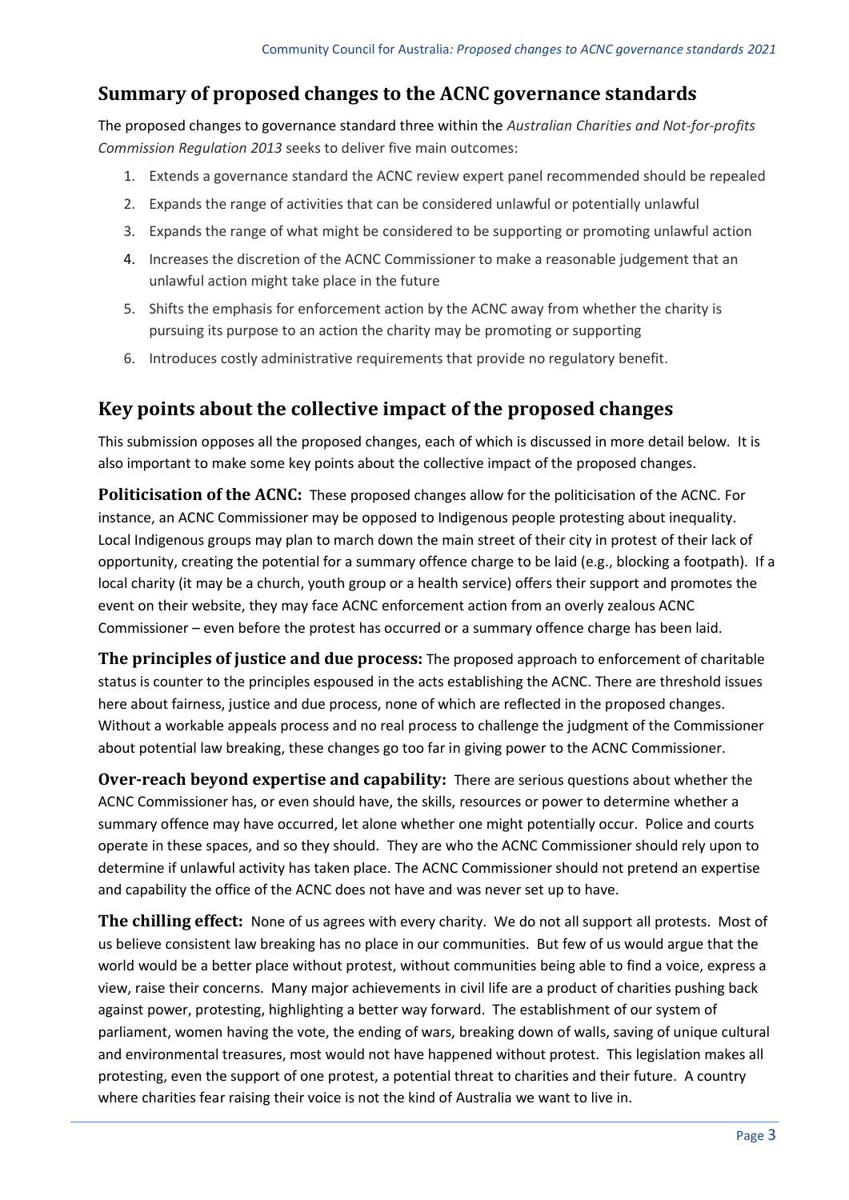## Summary of proposed changes to the ACNC governance standards

The proposed changes to governance standard three within the *Australian Charities and Not-for-profits Commission Regulation 2013* seeks to deliver five main outcomes:

1. Extends a governance standard the ACNC review expert panel recommended should be repealed
2. Expands the range of activities that can be considered unlawful or potentially unlawful
3. Expands the range of what might be considered to be supporting or promoting unlawful action
4. Increases the discretion of the ACNC Commissioner to make a reasonable judgement that an unlawful action might take place in the future
5. Shifts the emphasis for enforcement action by the ACNC away from whether the charity is pursuing its purpose to an action the charity may be promoting or supporting
6. Introduces costly administrative requirements that provide no regulatory benefit.

## Key points about the collective impact of the proposed changes

This submission opposes all the proposed changes, each of which is discussed in more detail below. It is also important to make some key points about the collective impact of the proposed changes.

**Politicisation of the ACNC:** These proposed changes allow for the politicisation of the ACNC. For instance, an ACNC Commissioner may be opposed to Indigenous people protesting about inequality. Local Indigenous groups may plan to march down the main street of their city in protest of their lack of opportunity, creating the potential for a summary offence charge to be laid (e.g., blocking a footpath). If a local charity (it may be a church, youth group or a health service) offers their support and promotes the event on their website, they may face ACNC enforcement action from an overly zealous ACNC Commissioner – even before the protest has occurred or a summary offence charge has been laid.

**The principles of justice and due process:** The proposed approach to enforcement of charitable status is counter to the principles espoused in the acts establishing the ACNC. There are threshold issues here about fairness, justice and due process, none of which are reflected in the proposed changes. Without a workable appeals process and no real process to challenge the judgment of the Commissioner about potential law breaking, these changes go too far in giving power to the ACNC Commissioner.

**Over-reach beyond expertise and capability:** There are serious questions about whether the ACNC Commissioner has, or even should have, the skills, resources or power to determine whether a summary offence may have occurred, let alone whether one might potentially occur. Police and courts operate in these spaces, and so they should. They are who the ACNC Commissioner should rely upon to determine if unlawful activity has taken place. The ACNC Commissioner should not pretend an expertise and capability the office of the ACNC does not have and was never set up to have.

**The chilling effect:** None of us agrees with every charity. We do not all support all protests. Most of us believe consistent law breaking has no place in our communities. But few of us would argue that the world would be a better place without protest, without communities being able to find a voice, express a view, raise their concerns. Many major achievements in civil life are a product of charities pushing back against power, protesting, highlighting a better way forward. The establishment of our system of parliament, women having the vote, the ending of wars, breaking down of walls, saving of unique cultural and environmental treasures, most would not have happened without protest. This legislation makes all protesting, even the support of one protest, a potential threat to charities and their future. A country where charities fear raising their voice is not the kind of Australia we want to live in.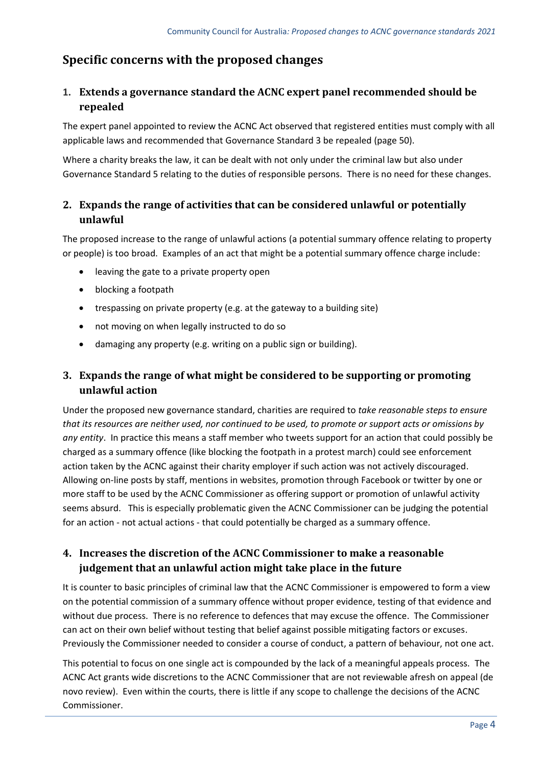## Specific concerns with the proposed changes

### 1. Extends a governance standard the ACNC expert panel recommended should be repealed

The expert panel appointed to review the ACNC Act observed that registered entities must comply with all applicable laws and recommended that Governance Standard 3 be repealed (page 50).

Where a charity breaks the law, it can be dealt with not only under the criminal law but also under Governance Standard 5 relating to the duties of responsible persons. There is no need for these changes.

### 2. Expands the range of activities that can be considered unlawful or potentially unlawful

The proposed increase to the range of unlawful actions (a potential summary offence relating to property or people) is too broad. Examples of an act that might be a potential summary offence charge include:

- leaving the gate to a private property open
- blocking a footpath
- trespassing on private property (e.g. at the gateway to a building site)
- not moving on when legally instructed to do so
- damaging any property (e.g. writing on a public sign or building).

### 3. Expands the range of what might be considered to be supporting or promoting unlawful action

Under the proposed new governance standard, charities are required to *take reasonable steps to ensure that its resources are neither used, nor continued to be used, to promote or support acts or omissions by any entity*. In practice this means a staff member who tweets support for an action that could possibly be charged as a summary offence (like blocking the footpath in a protest march) could see enforcement action taken by the ACNC against their charity employer if such action was not actively discouraged. Allowing on-line posts by staff, mentions in websites, promotion through Facebook or twitter by one or more staff to be used by the ACNC Commissioner as offering support or promotion of unlawful activity seems absurd. This is especially problematic given the ACNC Commissioner can be judging the potential for an action - not actual actions - that could potentially be charged as a summary offence.

### 4. Increases the discretion of the ACNC Commissioner to make a reasonable judgement that an unlawful action might take place in the future

It is counter to basic principles of criminal law that the ACNC Commissioner is empowered to form a view on the potential commission of a summary offence without proper evidence, testing of that evidence and without due process. There is no reference to defences that may excuse the offence. The Commissioner can act on their own belief without testing that belief against possible mitigating factors or excuses. Previously the Commissioner needed to consider a course of conduct, a pattern of behaviour, not one act.

This potential to focus on one single act is compounded by the lack of a meaningful appeals process. The ACNC Act grants wide discretions to the ACNC Commissioner that are not reviewable afresh on appeal (de novo review). Even within the courts, there is little if any scope to challenge the decisions of the ACNC Commissioner.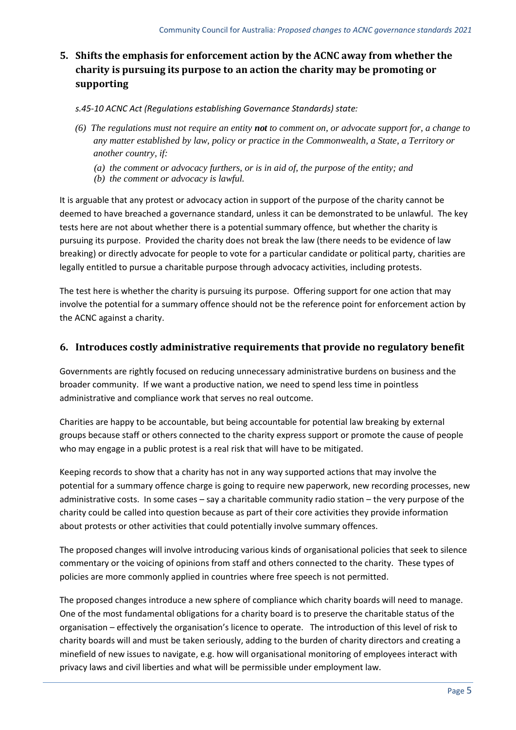## 5. Shifts the emphasis for enforcement action by the ACNC away from whether the charity is pursuing its purpose to an action the charity may be promoting or supporting

*s.45-10 ACNC Act (Regulations establishing Governance Standards) state:*

> *(6) The regulations must not require an entity **not** to comment on, or advocate support for, a change to any matter established by law, policy or practice in the Commonwealth, a State, a Territory or another country, if:*
>
> *(a) the comment or advocacy furthers, or is in aid of, the purpose of the entity; and*
>
> *(b) the comment or advocacy is lawful.*

It is arguable that any protest or advocacy action in support of the purpose of the charity cannot be deemed to have breached a governance standard, unless it can be demonstrated to be unlawful. The key tests here are not about whether there is a potential summary offence, but whether the charity is pursuing its purpose. Provided the charity does not break the law (there needs to be evidence of law breaking) or directly advocate for people to vote for a particular candidate or political party, charities are legally entitled to pursue a charitable purpose through advocacy activities, including protests.

The test here is whether the charity is pursuing its purpose. Offering support for one action that may involve the potential for a summary offence should not be the reference point for enforcement action by the ACNC against a charity.

## 6. Introduces costly administrative requirements that provide no regulatory benefit

Governments are rightly focused on reducing unnecessary administrative burdens on business and the broader community. If we want a productive nation, we need to spend less time in pointless administrative and compliance work that serves no real outcome.

Charities are happy to be accountable, but being accountable for potential law breaking by external groups because staff or others connected to the charity express support or promote the cause of people who may engage in a public protest is a real risk that will have to be mitigated.

Keeping records to show that a charity has not in any way supported actions that may involve the potential for a summary offence charge is going to require new paperwork, new recording processes, new administrative costs. In some cases – say a charitable community radio station – the very purpose of the charity could be called into question because as part of their core activities they provide information about protests or other activities that could potentially involve summary offences.

The proposed changes will involve introducing various kinds of organisational policies that seek to silence commentary or the voicing of opinions from staff and others connected to the charity. These types of policies are more commonly applied in countries where free speech is not permitted.

The proposed changes introduce a new sphere of compliance which charity boards will need to manage. One of the most fundamental obligations for a charity board is to preserve the charitable status of the organisation – effectively the organisation's licence to operate. The introduction of this level of risk to charity boards will and must be taken seriously, adding to the burden of charity directors and creating a minefield of new issues to navigate, e.g. how will organisational monitoring of employees interact with privacy laws and civil liberties and what will be permissible under employment law.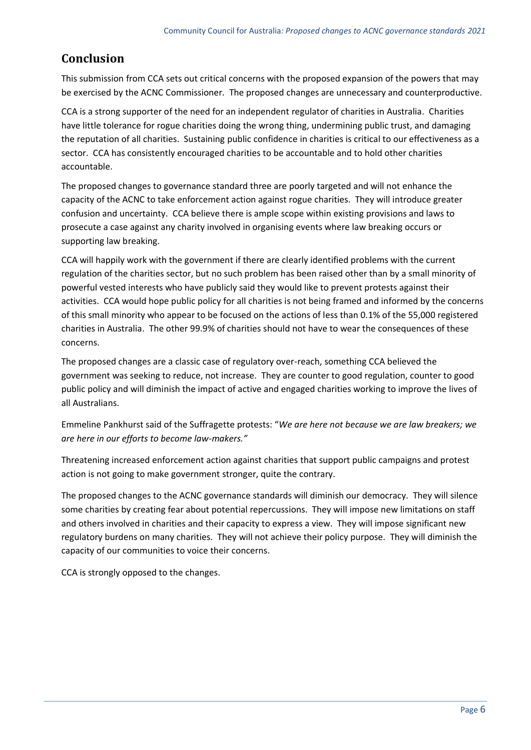## Conclusion

This submission from CCA sets out critical concerns with the proposed expansion of the powers that may be exercised by the ACNC Commissioner. The proposed changes are unnecessary and counterproductive.

CCA is a strong supporter of the need for an independent regulator of charities in Australia. Charities have little tolerance for rogue charities doing the wrong thing, undermining public trust, and damaging the reputation of all charities. Sustaining public confidence in charities is critical to our effectiveness as a sector. CCA has consistently encouraged charities to be accountable and to hold other charities accountable.

The proposed changes to governance standard three are poorly targeted and will not enhance the capacity of the ACNC to take enforcement action against rogue charities. They will introduce greater confusion and uncertainty. CCA believe there is ample scope within existing provisions and laws to prosecute a case against any charity involved in organising events where law breaking occurs or supporting law breaking.

CCA will happily work with the government if there are clearly identified problems with the current regulation of the charities sector, but no such problem has been raised other than by a small minority of powerful vested interests who have publicly said they would like to prevent protests against their activities. CCA would hope public policy for all charities is not being framed and informed by the concerns of this small minority who appear to be focused on the actions of less than 0.1% of the 55,000 registered charities in Australia. The other 99.9% of charities should not have to wear the consequences of these concerns.

The proposed changes are a classic case of regulatory over-reach, something CCA believed the government was seeking to reduce, not increase. They are counter to good regulation, counter to good public policy and will diminish the impact of active and engaged charities working to improve the lives of all Australians.

Emmeline Pankhurst said of the Suffragette protests: "*We are here not because we are law breakers; we are here in our efforts to become law-makers.*"

Threatening increased enforcement action against charities that support public campaigns and protest action is not going to make government stronger, quite the contrary.

The proposed changes to the ACNC governance standards will diminish our democracy. They will silence some charities by creating fear about potential repercussions. They will impose new limitations on staff and others involved in charities and their capacity to express a view. They will impose significant new regulatory burdens on many charities. They will not achieve their policy purpose. They will diminish the capacity of our communities to voice their concerns.

CCA is strongly opposed to the changes.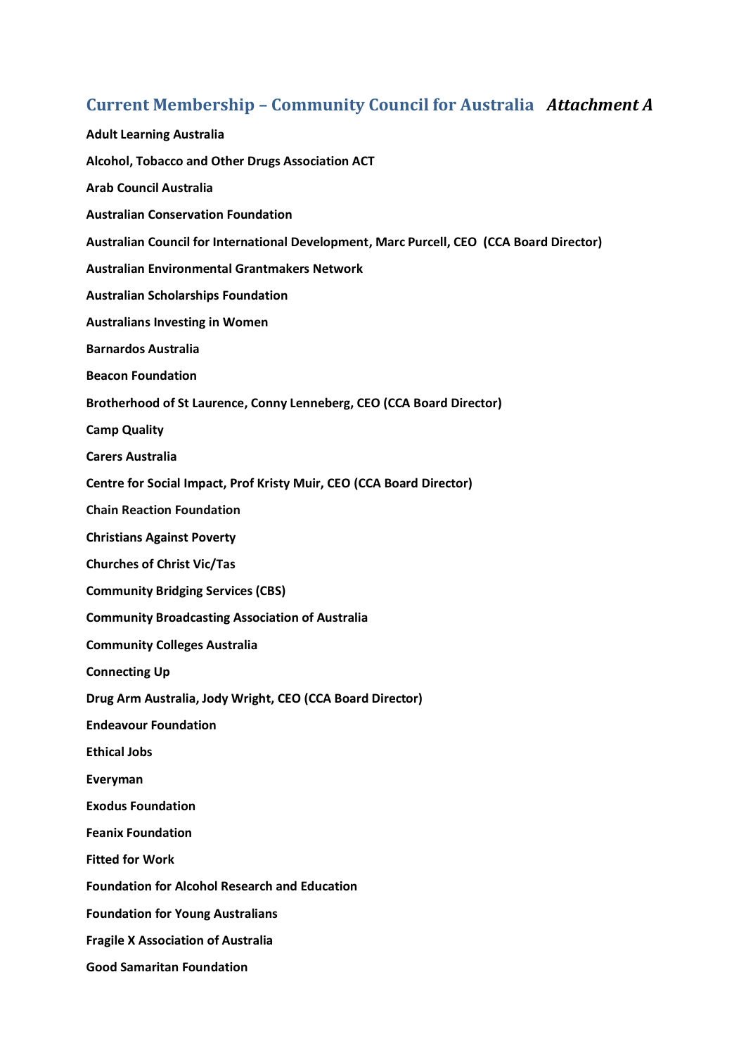## Current Membership – Community Council for Australia *Attachment A*

**Adult Learning Australia**

**Alcohol, Tobacco and Other Drugs Association ACT**

**Arab Council Australia**

**Australian Conservation Foundation**

**Australian Council for International Development, Marc Purcell, CEO (CCA Board Director)**

**Australian Environmental Grantmakers Network**

**Australian Scholarships Foundation**

**Australians Investing in Women**

**Barnardos Australia**

**Beacon Foundation**

**Brotherhood of St Laurence, Conny Lenneberg, CEO (CCA Board Director)**

**Camp Quality**

**Carers Australia**

**Centre for Social Impact, Prof Kristy Muir, CEO (CCA Board Director)**

**Chain Reaction Foundation**

**Christians Against Poverty**

**Churches of Christ Vic/Tas**

**Community Bridging Services (CBS)**

**Community Broadcasting Association of Australia**

**Community Colleges Australia**

**Connecting Up**

**Drug Arm Australia, Jody Wright, CEO (CCA Board Director)**

**Endeavour Foundation**

**Ethical Jobs**

**Everyman**

**Exodus Foundation**

**Feanix Foundation**

**Fitted for Work**

**Foundation for Alcohol Research and Education**

**Foundation for Young Australians**

**Fragile X Association of Australia**

**Good Samaritan Foundation**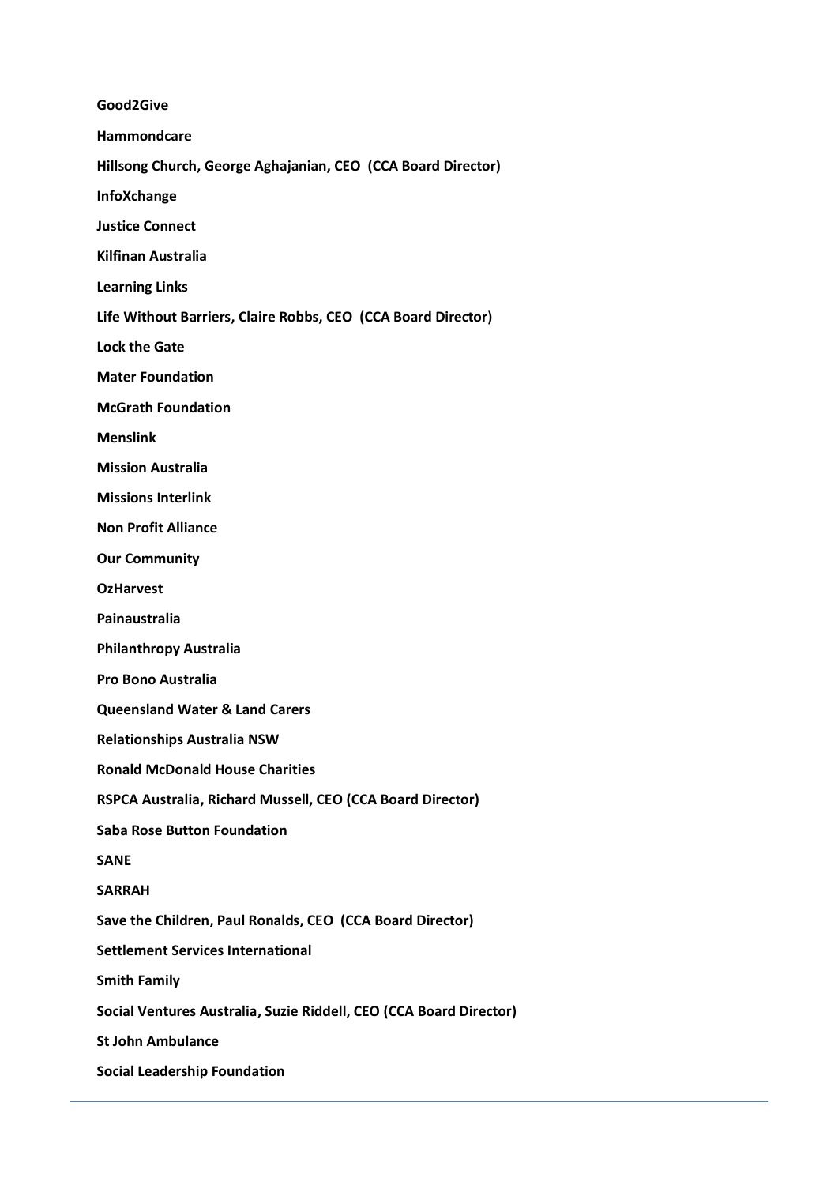**Good2Give**

**Hammondcare**

**Hillsong Church, George Aghajanian, CEO (CCA Board Director)**

**InfoXchange**

**Justice Connect**

**Kilfinan Australia**

**Learning Links**

**Life Without Barriers, Claire Robbs, CEO (CCA Board Director)**

**Lock the Gate**

**Mater Foundation**

**McGrath Foundation**

**Menslink**

**Mission Australia**

**Missions Interlink**

**Non Profit Alliance**

**Our Community**

**OzHarvest**

**Painaustralia**

**Philanthropy Australia**

**Pro Bono Australia**

**Queensland Water & Land Carers**

**Relationships Australia NSW**

**Ronald McDonald House Charities**

**RSPCA Australia, Richard Mussell, CEO (CCA Board Director)**

**Saba Rose Button Foundation**

**SANE**

**SARRAH**

**Save the Children, Paul Ronalds, CEO (CCA Board Director)**

**Settlement Services International**

**Smith Family**

**Social Ventures Australia, Suzie Riddell, CEO (CCA Board Director)**

**St John Ambulance**

**Social Leadership Foundation**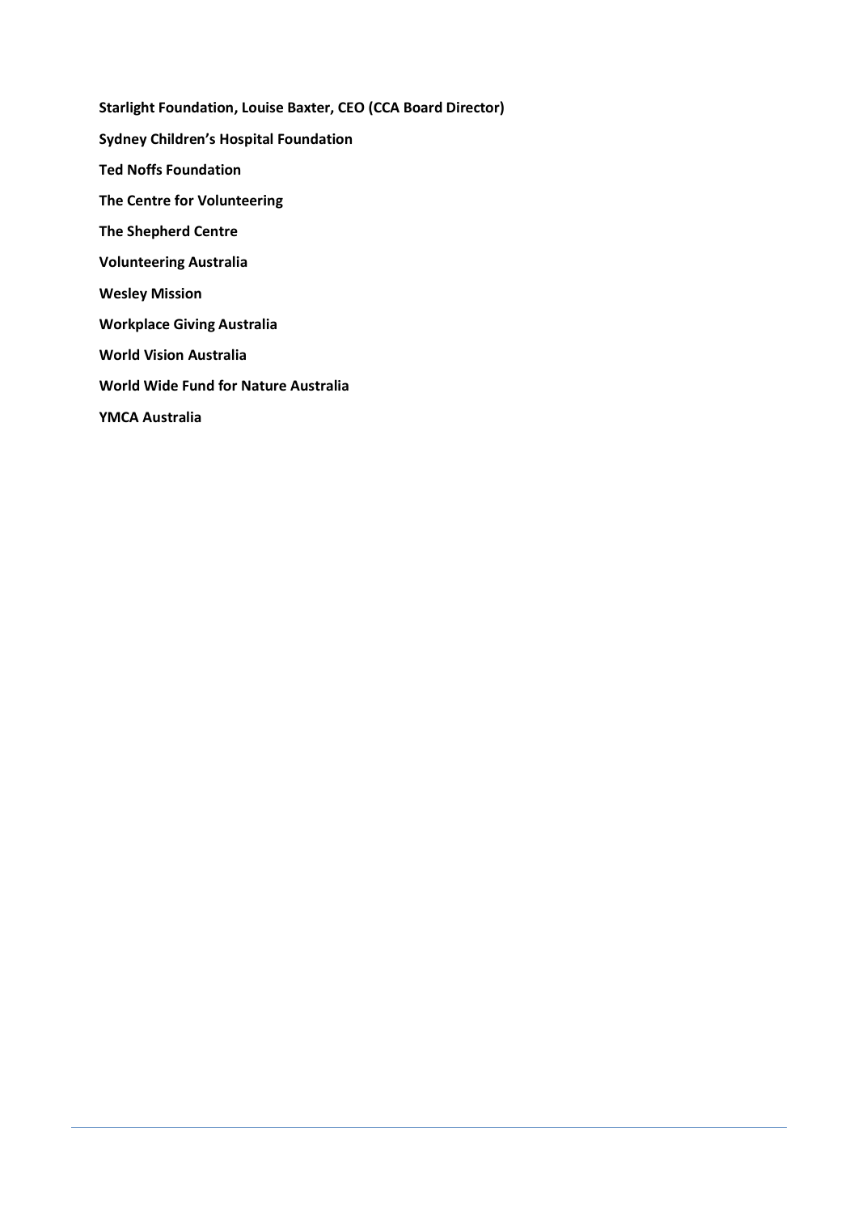**Starlight Foundation, Louise Baxter, CEO (CCA Board Director)**

**Sydney Children's Hospital Foundation**

**Ted Noffs Foundation**

**The Centre for Volunteering**

**The Shepherd Centre**

**Volunteering Australia**

**Wesley Mission**

**Workplace Giving Australia**

**World Vision Australia**

**World Wide Fund for Nature Australia**

**YMCA Australia**